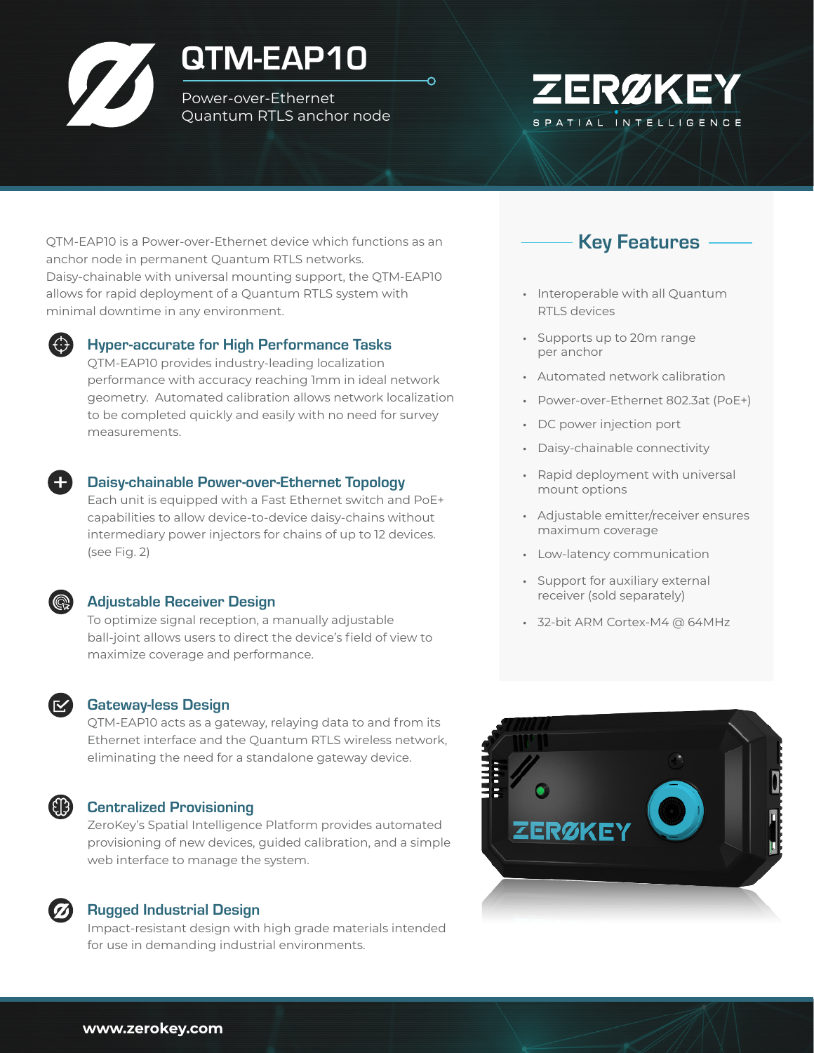# QTM-EAP10

Power-over-Ethernet
Quantum RTLS anchor node

ZERØKEY
SPATIAL INTELLIGENCE

QTM-EAP10 is a Power-over-Ethernet device which functions as an anchor node in permanent Quantum RTLS networks. Daisy-chainable with universal mounting support, the QTM-EAP10 allows for rapid deployment of a Quantum RTLS system with minimal downtime in any environment.

### Hyper-accurate for High Performance Tasks

QTM-EAP10 provides industry-leading localization performance with accuracy reaching 1mm in ideal network geometry. Automated calibration allows network localization to be completed quickly and easily with no need for survey measurements.

### Daisy-chainable Power-over-Ethernet Topology

Each unit is equipped with a Fast Ethernet switch and PoE+ capabilities to allow device-to-device daisy-chains without intermediary power injectors for chains of up to 12 devices. (see Fig. 2)

### Adjustable Receiver Design

To optimize signal reception, a manually adjustable ball-joint allows users to direct the device's field of view to maximize coverage and performance.

### Gateway-less Design

QTM-EAP10 acts as a gateway, relaying data to and from its Ethernet interface and the Quantum RTLS wireless network, eliminating the need for a standalone gateway device.

### Centralized Provisioning

ZeroKey's Spatial Intelligence Platform provides automated provisioning of new devices, guided calibration, and a simple web interface to manage the system.

### Rugged Industrial Design

Impact-resistant design with high grade materials intended for use in demanding industrial environments.

## Key Features

- Interoperable with all Quantum RTLS devices
- Supports up to 20m range per anchor
- Automated network calibration
- Power-over-Ethernet 802.3at (PoE+)
- DC power injection port
- Daisy-chainable connectivity
- Rapid deployment with universal mount options
- Adjustable emitter/receiver ensures maximum coverage
- Low-latency communication
- Support for auxiliary external receiver (sold separately)
- 32-bit ARM Cortex-M4 @ 64MHz

www.zerokey.com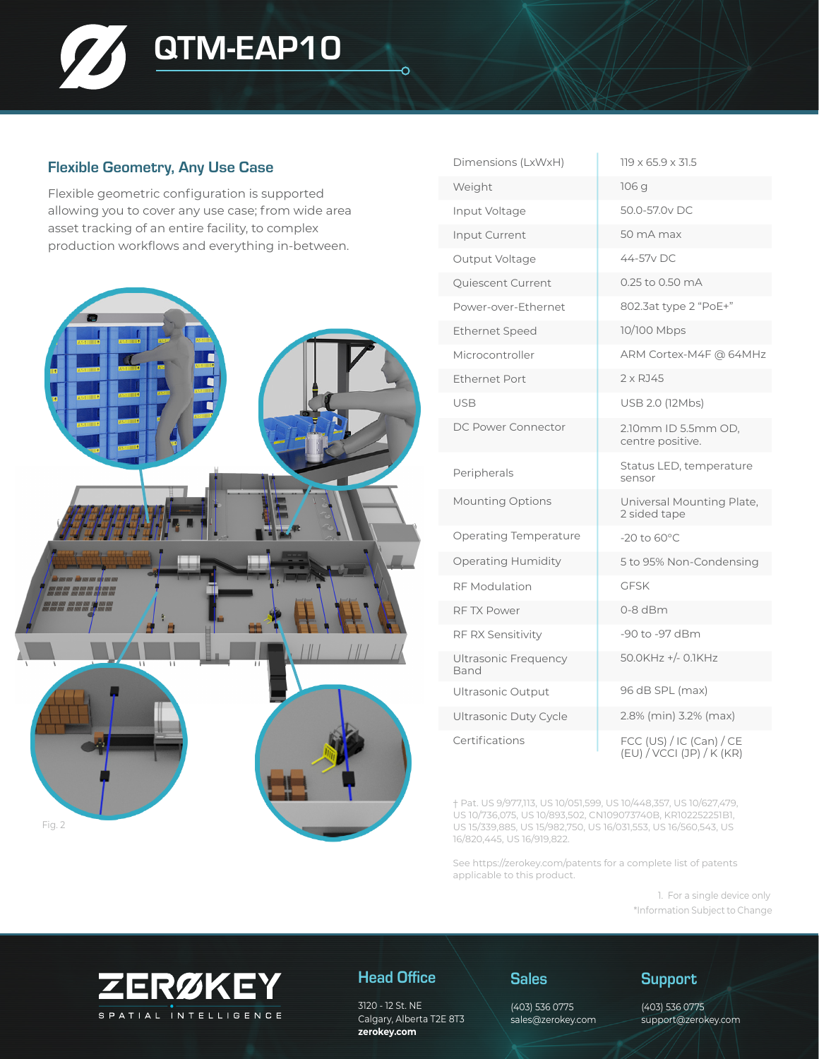# QTM-EAP10

## Flexible Geometry, Any Use Case

Flexible geometric configuration is supported allowing you to cover any use case; from wide area asset tracking of an entire facility, to complex production workflows and everything in-between.

Fig. 2

| | |
|---|---|
| Dimensions (LxWxH) | 119 x 65.9 x 31.5 |
| Weight | 106 g |
| Input Voltage | 50.0-57.0v DC |
| Input Current | 50 mA max |
| Output Voltage | 44-57v DC |
| Quiescent Current | 0.25 to 0.50 mA |
| Power-over-Ethernet | 802.3at type 2 “PoE+” |
| Ethernet Speed | 10/100 Mbps |
| Microcontroller | ARM Cortex-M4F @ 64MHz |
| Ethernet Port | 2 x RJ45 |
| USB | USB 2.0 (12Mbs) |
| DC Power Connector | 2.10mm ID 5.5mm OD, centre positive. |
| Peripherals | Status LED, temperature sensor |
| Mounting Options | Universal Mounting Plate, 2 sided tape |
| Operating Temperature | -20 to 60°C |
| Operating Humidity | 5 to 95% Non-Condensing |
| RF Modulation | GFSK |
| RF TX Power | 0-8 dBm |
| RF RX Sensitivity | -90 to -97 dBm |
| Ultrasonic Frequency Band | 50.0KHz +/- 0.1KHz |
| Ultrasonic Output | 96 dB SPL (max) |
| Ultrasonic Duty Cycle | 2.8% (min) 3.2% (max) |
| Certifications | FCC (US) / IC (Can) / CE (EU) / VCCI (JP) / K (KR) |

† Pat. US 9/977,113, US 10/051,599, US 10/448,357, US 10/627,479, US 10/736,075, US 10/893,502, CN109073740B, KR102252251B1, US 15/339,885, US 15/982,750, US 16/031,553, US 16/560,543, US 16/820,445, US 16/919,822.

See https://zerokey.com/patents for a complete list of patents applicable to this product.

1. For a single device only

*Information Subject to Change

ZERØKEY
SPATIAL INTELLIGENCE

**Head Office**

3120 - 12 St. NE
Calgary, Alberta T2E 8T3
**zerokey.com**

**Sales**

(403) 536 0775
sales@zerokey.com

**Support**

(403) 536 0775
support@zerokey.com